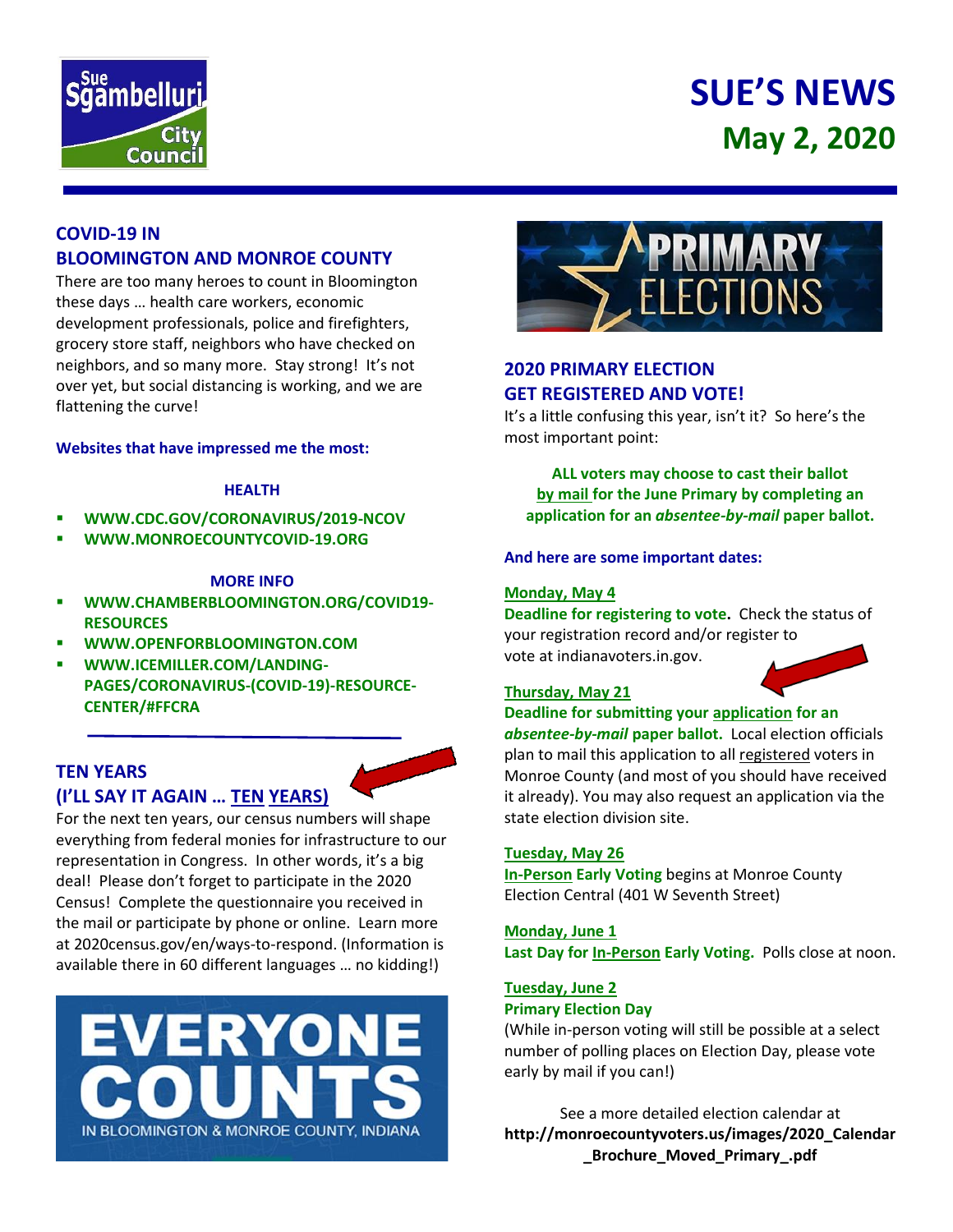# SUE'S NEWS
## May 2, 2020

## COVID-19 IN BLOOMINGTON AND MONROE COUNTY

There are too many heroes to count in Bloomington these days … health care workers, economic development professionals, police and firefighters, grocery store staff, neighbors who have checked on neighbors, and so many more. Stay strong! It's not over yet, but social distancing is working, and we are flattening the curve!

**Websites that have impressed me the most:**

**HEALTH**

- **WWW.CDC.GOV/CORONAVIRUS/2019-NCOV**
- **WWW.MONROECOUNTYCOVID-19.ORG**

**MORE INFO**

- **WWW.CHAMBERBLOOMINGTON.ORG/COVID19-RESOURCES**
- **WWW.OPENFORBLOOMINGTON.COM**
- **WWW.ICEMILLER.COM/LANDING-PAGES/CORONAVIRUS-(COVID-19)-RESOURCE-CENTER/#FFCRA**

## TEN YEARS (I'LL SAY IT AGAIN … TEN YEARS)

For the next ten years, our census numbers will shape everything from federal monies for infrastructure to our representation in Congress. In other words, it's a big deal! Please don't forget to participate in the 2020 Census! Complete the questionnaire you received in the mail or participate by phone or online. Learn more at 2020census.gov/en/ways-to-respond. (Information is available there in 60 different languages … no kidding!)

EVERYONE COUNTS IN BLOOMINGTON & MONROE COUNTY, INDIANA

PRIMARY ELECTIONS

## 2020 PRIMARY ELECTION GET REGISTERED AND VOTE!

It's a little confusing this year, isn't it? So here's the most important point:

**ALL voters may choose to cast their ballot by mail for the June Primary by completing an application for an *absentee-by-mail* paper ballot.**

**And here are some important dates:**

**Monday, May 4**
**Deadline for registering to vote.** Check the status of your registration record and/or register to vote at indianavoters.in.gov.

**Thursday, May 21**
**Deadline for submitting your application for an *absentee-by-mail* paper ballot.** Local election officials plan to mail this application to all registered voters in Monroe County (and most of you should have received it already). You may also request an application via the state election division site.

**Tuesday, May 26**
**In-Person Early Voting** begins at Monroe County Election Central (401 W Seventh Street)

**Monday, June 1**
**Last Day for In-Person Early Voting.** Polls close at noon.

**Tuesday, June 2**
**Primary Election Day**
(While in-person voting will still be possible at a select number of polling places on Election Day, please vote early by mail if you can!)

See a more detailed election calendar at **http://monroecountyvoters.us/images/2020_Calendar_Brochure_Moved_Primary_.pdf**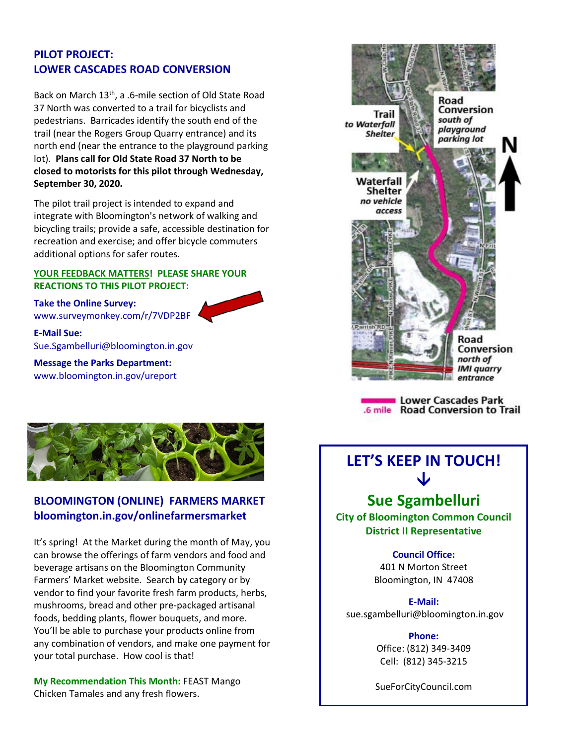## PILOT PROJECT:
## LOWER CASCADES ROAD CONVERSION

Back on March 13th, a .6-mile section of Old State Road 37 North was converted to a trail for bicyclists and pedestrians. Barricades identify the south end of the trail (near the Rogers Group Quarry entrance) and its north end (near the entrance to the playground parking lot). **Plans call for Old State Road 37 North to be closed to motorists for this pilot through Wednesday, September 30, 2020.**

The pilot trail project is intended to expand and integrate with Bloomington's network of walking and bicycling trails; provide a safe, accessible destination for recreation and exercise; and offer bicycle commuters additional options for safer routes.

**YOUR FEEDBACK MATTERS! PLEASE SHARE YOUR REACTIONS TO THIS PILOT PROJECT:**

**Take the Online Survey:**
www.surveymonkey.com/r/7VDP2BF

**E-Mail Sue:**
Sue.Sgambelluri@bloomington.in.gov

**Message the Parks Department:**
www.bloomington.in.gov/ureport

Trail *to Waterfall Shelter*

Road Conversion *south of playground parking lot*

N

Waterfall Shelter *no vehicle access*

Road Conversion *north of IMI quarry entrance*

.6 mile Lower Cascades Park Road Conversion to Trail

## BLOOMINGTON (ONLINE) FARMERS MARKET
## bloomington.in.gov/onlinefarmersmarket

It's spring! At the Market during the month of May, you can browse the offerings of farm vendors and food and beverage artisans on the Bloomington Community Farmers' Market website. Search by category or by vendor to find your favorite fresh farm products, herbs, mushrooms, bread and other pre-packaged artisanal foods, bedding plants, flower bouquets, and more. You'll be able to purchase your products online from any combination of vendors, and make one payment for your total purchase. How cool is that!

**My Recommendation This Month:** FEAST Mango Chicken Tamales and any fresh flowers.

## LET'S KEEP IN TOUCH!

## Sue Sgambelluri

**City of Bloomington Common Council**
**District II Representative**

**Council Office:**
401 N Morton Street
Bloomington, IN 47408

**E-Mail:**
sue.sgambelluri@bloomington.in.gov

**Phone:**
Office: (812) 349-3409
Cell: (812) 345-3215

SueForCityCouncil.com